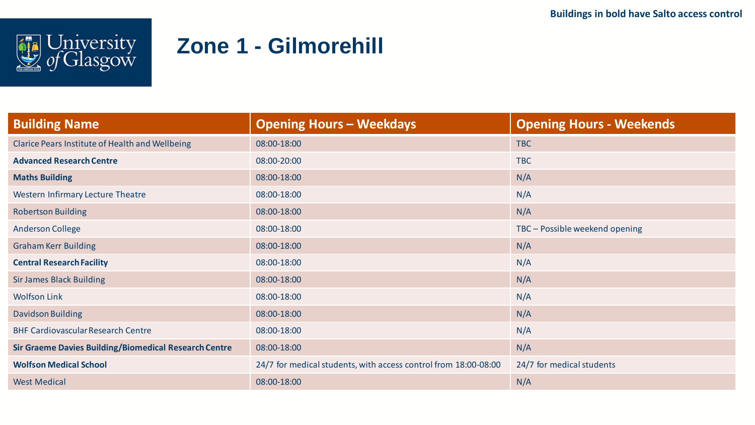**Buildings in bold have Salto access control**

# Zone 1 - Gilmorehill

| Building Name | Opening Hours – Weekdays | Opening Hours - Weekends |
|---|---|---|
| Clarice Pears Institute of Health and Wellbeing | 08:00-18:00 | TBC |
| **Advanced Research Centre** | 08:00-20:00 | TBC |
| **Maths Building** | 08:00-18:00 | N/A |
| Western Infirmary Lecture Theatre | 08:00-18:00 | N/A |
| Robertson Building | 08:00-18:00 | N/A |
| Anderson College | 08:00-18:00 | TBC – Possible weekend opening |
| Graham Kerr Building | 08:00-18:00 | N/A |
| **Central Research Facility** | 08:00-18:00 | N/A |
| Sir James Black Building | 08:00-18:00 | N/A |
| Wolfson Link | 08:00-18:00 | N/A |
| Davidson Building | 08:00-18:00 | N/A |
| BHF Cardiovascular Research Centre | 08:00-18:00 | N/A |
| **Sir Graeme Davies Building/Biomedical Research Centre** | 08:00-18:00 | N/A |
| **Wolfson Medical School** | 24/7 for medical students, with access control from 18:00-08:00 | 24/7 for medical students |
| West Medical | 08:00-18:00 | N/A |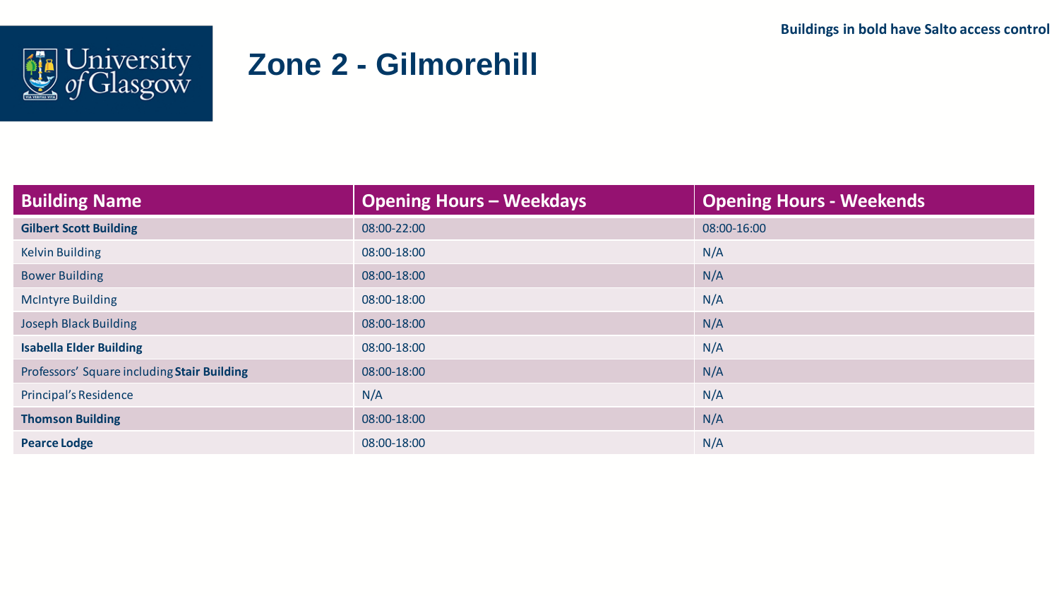**Buildings in bold have Salto access control**

# Zone 2 - Gilmorehill

| Building Name | Opening Hours – Weekdays | Opening Hours - Weekends |
|---|---|---|
| **Gilbert Scott Building** | 08:00-22:00 | 08:00-16:00 |
| Kelvin Building | 08:00-18:00 | N/A |
| Bower Building | 08:00-18:00 | N/A |
| McIntyre Building | 08:00-18:00 | N/A |
| Joseph Black Building | 08:00-18:00 | N/A |
| **Isabella Elder Building** | 08:00-18:00 | N/A |
| Professors' Square including **Stair Building** | 08:00-18:00 | N/A |
| Principal's Residence | N/A | N/A |
| **Thomson Building** | 08:00-18:00 | N/A |
| **Pearce Lodge** | 08:00-18:00 | N/A |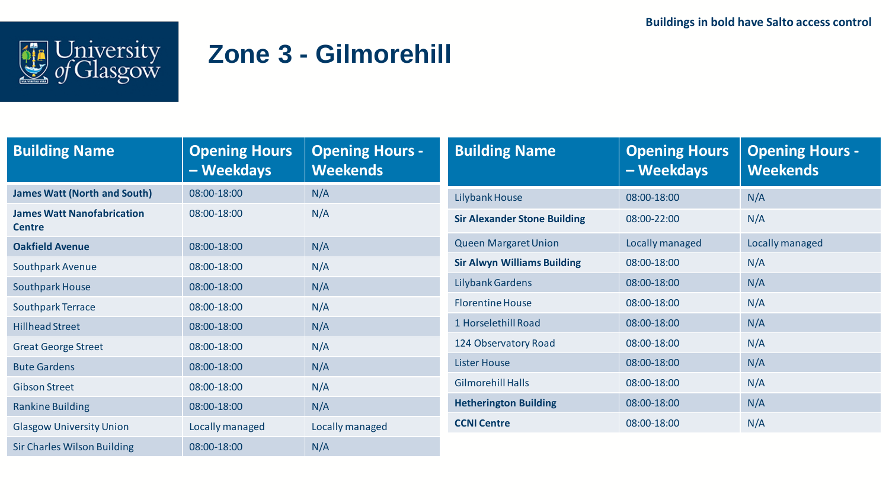**Buildings in bold have Salto access control**

University of Glasgow

# Zone 3 - Gilmorehill

| Building Name | Opening Hours – Weekdays | Opening Hours - Weekends |
|---|---|---|
| **James Watt (North and South)** | 08:00-18:00 | N/A |
| **James Watt Nanofabrication Centre** | 08:00-18:00 | N/A |
| **Oakfield Avenue** | 08:00-18:00 | N/A |
| Southpark Avenue | 08:00-18:00 | N/A |
| Southpark House | 08:00-18:00 | N/A |
| Southpark Terrace | 08:00-18:00 | N/A |
| Hillhead Street | 08:00-18:00 | N/A |
| Great George Street | 08:00-18:00 | N/A |
| Bute Gardens | 08:00-18:00 | N/A |
| Gibson Street | 08:00-18:00 | N/A |
| Rankine Building | 08:00-18:00 | N/A |
| Glasgow University Union | Locally managed | Locally managed |
| Sir Charles Wilson Building | 08:00-18:00 | N/A |

| Building Name | Opening Hours – Weekdays | Opening Hours - Weekends |
|---|---|---|
| Lilybank House | 08:00-18:00 | N/A |
| **Sir Alexander Stone Building** | 08:00-22:00 | N/A |
| Queen Margaret Union | Locally managed | Locally managed |
| **Sir Alwyn Williams Building** | 08:00-18:00 | N/A |
| Lilybank Gardens | 08:00-18:00 | N/A |
| Florentine House | 08:00-18:00 | N/A |
| 1 Horselethill Road | 08:00-18:00 | N/A |
| 124 Observatory Road | 08:00-18:00 | N/A |
| Lister House | 08:00-18:00 | N/A |
| Gilmorehill Halls | 08:00-18:00 | N/A |
| **Hetherington Building** | 08:00-18:00 | N/A |
| **CCNI Centre** | 08:00-18:00 | N/A |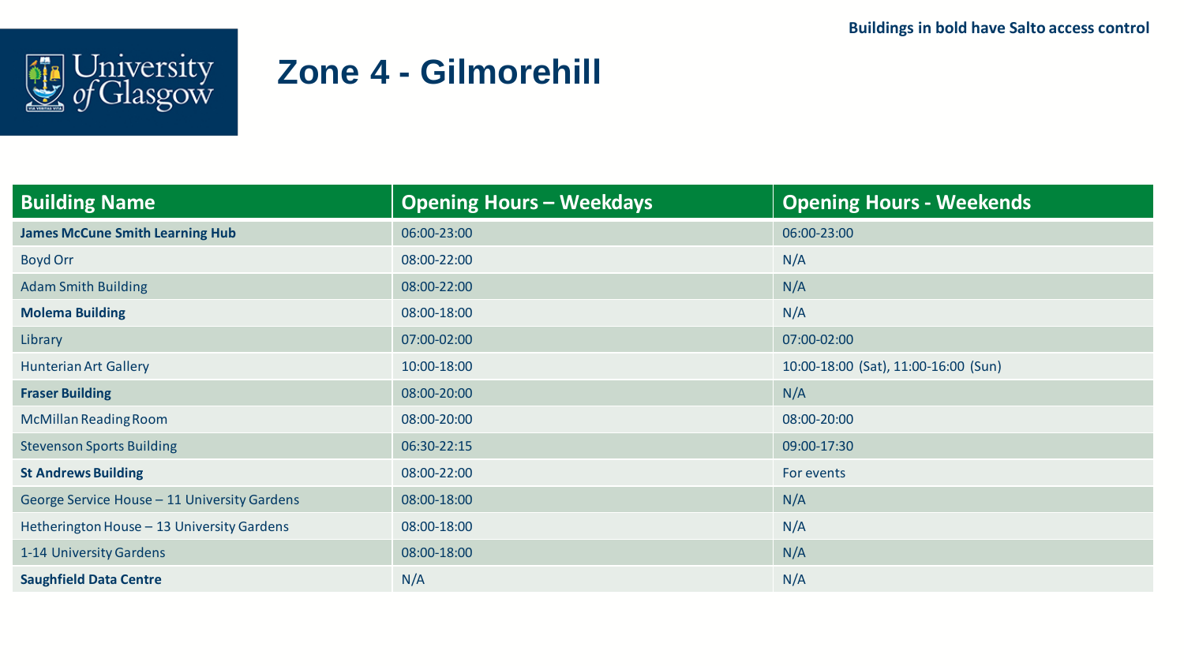**Buildings in bold have Salto access control**

University of Glasgow

# Zone 4 - Gilmorehill

| Building Name | Opening Hours – Weekdays | Opening Hours - Weekends |
|---|---|---|
| **James McCune Smith Learning Hub** | 06:00-23:00 | 06:00-23:00 |
| Boyd Orr | 08:00-22:00 | N/A |
| Adam Smith Building | 08:00-22:00 | N/A |
| **Molema Building** | 08:00-18:00 | N/A |
| Library | 07:00-02:00 | 07:00-02:00 |
| Hunterian Art Gallery | 10:00-18:00 | 10:00-18:00 (Sat), 11:00-16:00 (Sun) |
| **Fraser Building** | 08:00-20:00 | N/A |
| McMillan Reading Room | 08:00-20:00 | 08:00-20:00 |
| Stevenson Sports Building | 06:30-22:15 | 09:00-17:30 |
| **St Andrews Building** | 08:00-22:00 | For events |
| George Service House – 11 University Gardens | 08:00-18:00 | N/A |
| Hetherington House – 13 University Gardens | 08:00-18:00 | N/A |
| 1-14 University Gardens | 08:00-18:00 | N/A |
| **Saughfield Data Centre** | N/A | N/A |